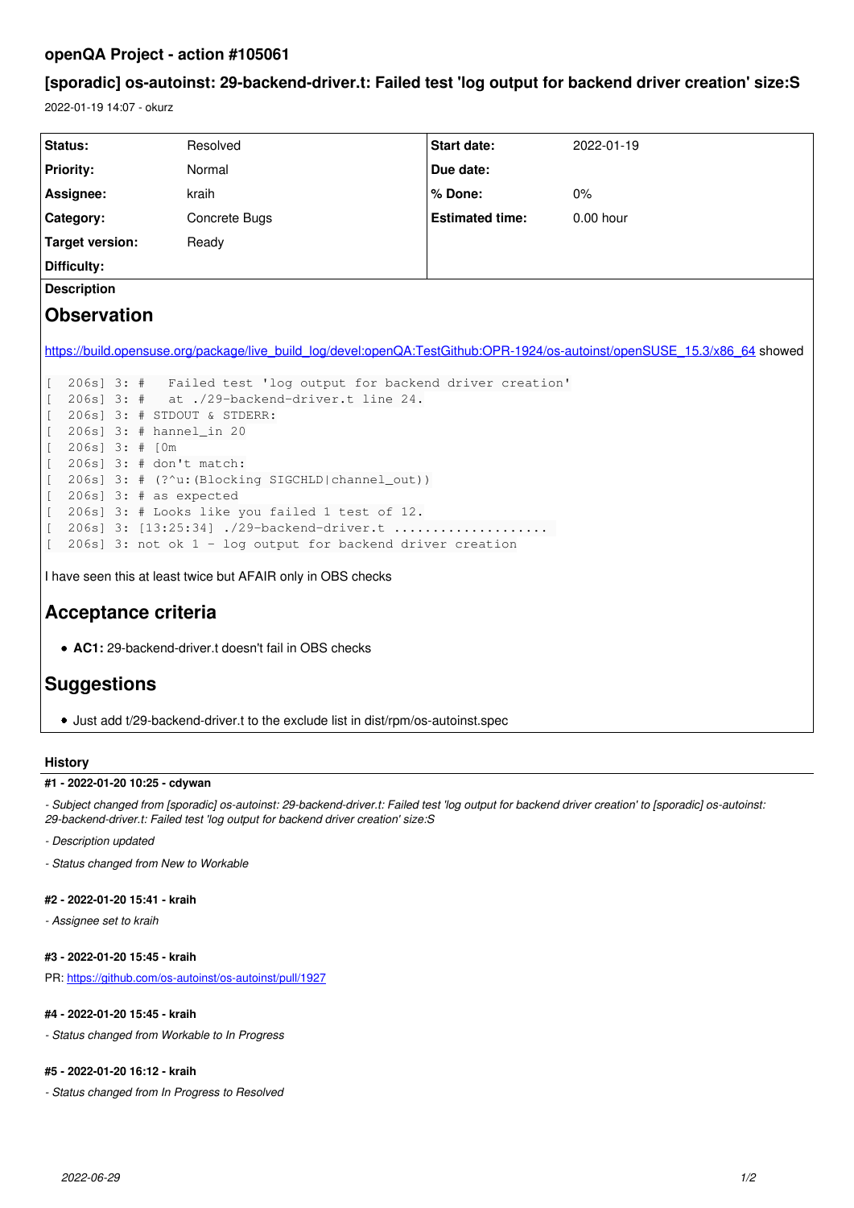## openQA Project - action #105061

## [sporadic] os-autoinst: 29-backend-driver.t: Failed test 'log output for backend driver creation' size:S

2022-01-19 14:07 - okurz

| Status: | Resolved | Start date: | 2022-01-19 |
|---|---|---|---|
| Priority: | Normal | Due date: | |
| Assignee: | kraih | % Done: | 0% |
| Category: | Concrete Bugs | Estimated time: | 0.00 hour |
| Target version: | Ready | | |
| Difficulty: | | | |

**Description**

# Observation

https://build.opensuse.org/package/live_build_log/devel:openQA:TestGithub:OPR-1924/os-autoinst/openSUSE_15.3/x86_64 showed

```
[  206s] 3: #   Failed test 'log output for backend driver creation'
[  206s] 3: #   at ./29-backend-driver.t line 24.
[  206s] 3: # STDOUT & STDERR:
[  206s] 3: # hannel_in 20
[  206s] 3: # [0m
[  206s] 3: # don't match:
[  206s] 3: # (?^u:(Blocking SIGCHLD|channel_out))
[  206s] 3: # as expected
[  206s] 3: # Looks like you failed 1 test of 12.
[  206s] 3: [13:25:34] ./29-backend-driver.t ....................
[  206s] 3: not ok 1 - log output for backend driver creation
```

I have seen this at least twice but AFAIR only in OBS checks

# Acceptance criteria

- **AC1:** 29-backend-driver.t doesn't fail in OBS checks

# Suggestions

- Just add t/29-backend-driver.t to the exclude list in dist/rpm/os-autoinst.spec

### History

#### #1 - 2022-01-20 10:25 - cdywan

*- Subject changed from [sporadic] os-autoinst: 29-backend-driver.t: Failed test 'log output for backend driver creation' to [sporadic] os-autoinst: 29-backend-driver.t: Failed test 'log output for backend driver creation' size:S*

*- Description updated*

*- Status changed from New to Workable*

#### #2 - 2022-01-20 15:41 - kraih

*- Assignee set to kraih*

#### #3 - 2022-01-20 15:45 - kraih

PR: https://github.com/os-autoinst/os-autoinst/pull/1927

#### #4 - 2022-01-20 15:45 - kraih

*- Status changed from Workable to In Progress*

#### #5 - 2022-01-20 16:12 - kraih

*- Status changed from In Progress to Resolved*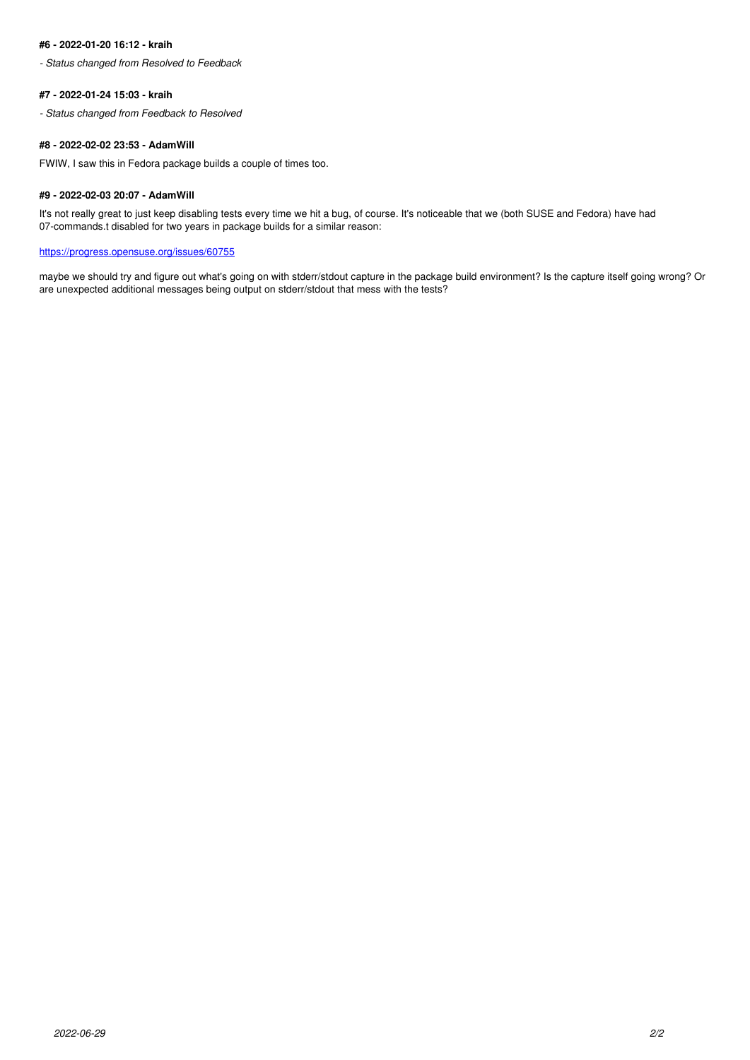**#6 - 2022-01-20 16:12 - kraih**

*- Status changed from Resolved to Feedback*

**#7 - 2022-01-24 15:03 - kraih**

*- Status changed from Feedback to Resolved*

**#8 - 2022-02-02 23:53 - AdamWill**

FWIW, I saw this in Fedora package builds a couple of times too.

**#9 - 2022-02-03 20:07 - AdamWill**

It's not really great to just keep disabling tests every time we hit a bug, of course. It's noticeable that we (both SUSE and Fedora) have had 07-commands.t disabled for two years in package builds for a similar reason:

https://progress.opensuse.org/issues/60755

maybe we should try and figure out what's going on with stderr/stdout capture in the package build environment? Is the capture itself going wrong? Or are unexpected additional messages being output on stderr/stdout that mess with the tests?